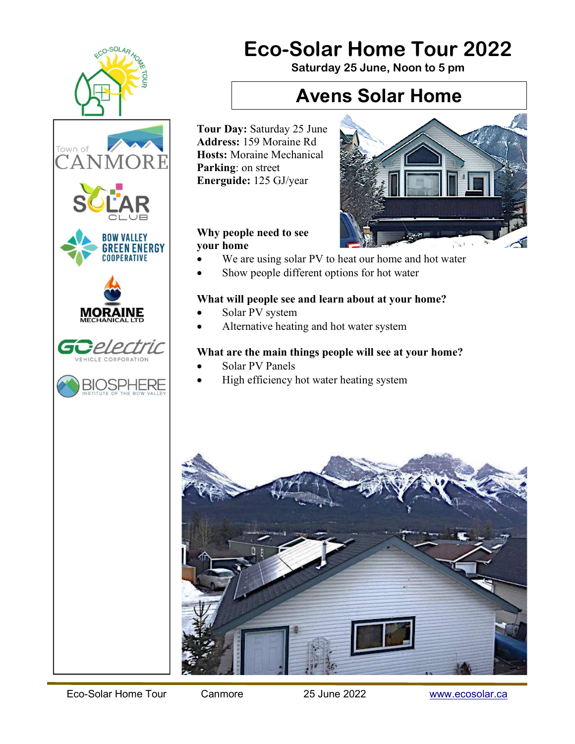# Eco-Solar Home Tour 2022

**Saturday 25 June, Noon to 5 pm**

## Avens Solar Home

**Tour Day:** Saturday 25 June
**Address:** 159 Moraine Rd
**Hosts:** Moraine Mechanical
**Parking**: on street
**Energuide:** 125 GJ/year

**Why people need to see your home**

- We are using solar PV to heat our home and hot water
- Show people different options for hot water

**What will people see and learn about at your home?**

- Solar PV system
- Alternative heating and hot water system

**What are the main things people will see at your home?**

- Solar PV Panels
- High efficiency hot water heating system

Eco-Solar Home Tour | Canmore | 25 June 2022 | www.ecosolar.ca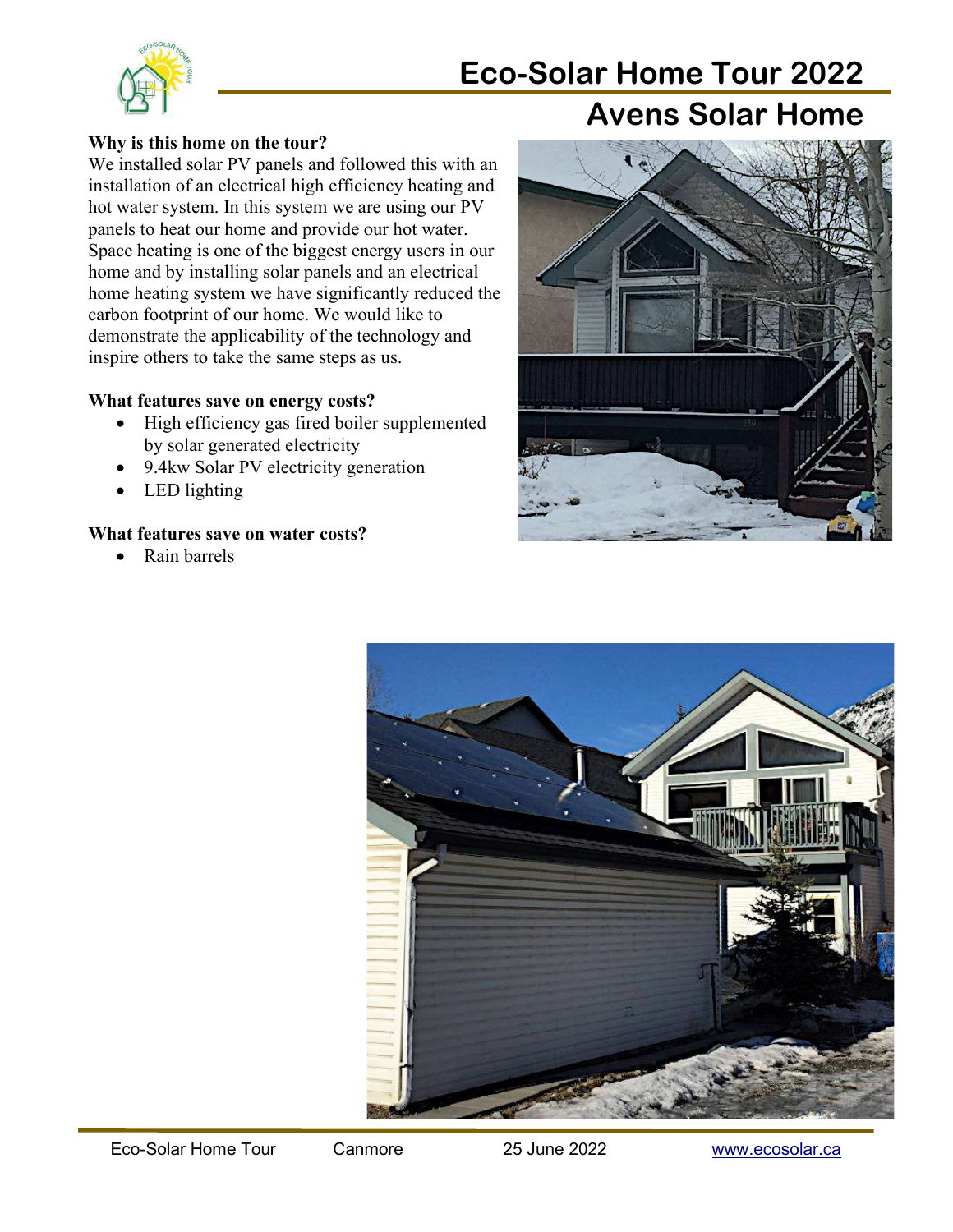# Eco-Solar Home Tour 2022

## Avens Solar Home

**Why is this home on the tour?**

We installed solar PV panels and followed this with an installation of an electrical high efficiency heating and hot water system. In this system we are using our PV panels to heat our home and provide our hot water. Space heating is one of the biggest energy users in our home and by installing solar panels and an electrical home heating system we have significantly reduced the carbon footprint of our home. We would like to demonstrate the applicability of the technology and inspire others to take the same steps as us.

**What features save on energy costs?**

- High efficiency gas fired boiler supplemented by solar generated electricity
- 9.4kw Solar PV electricity generation
- LED lighting

**What features save on water costs?**

- Rain barrels